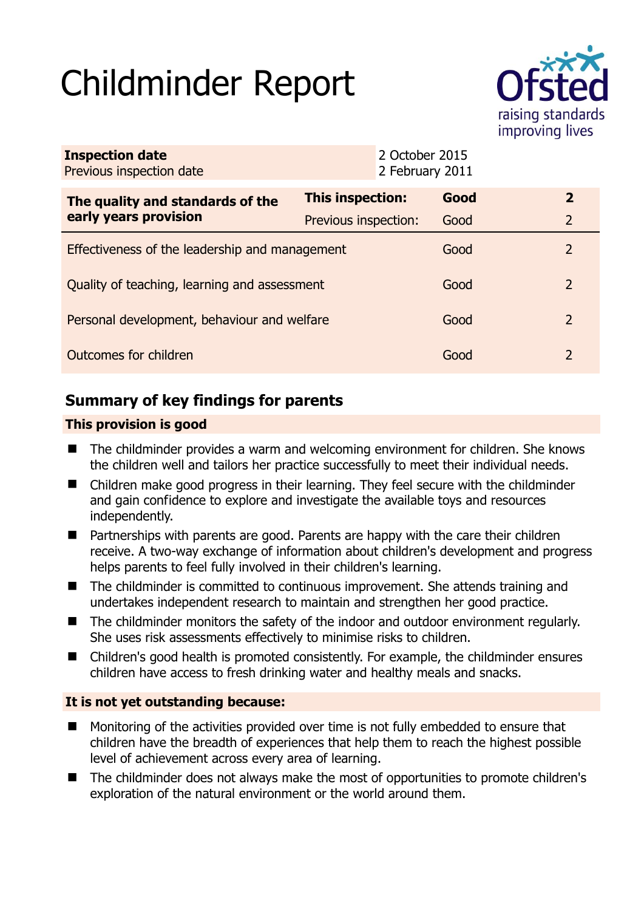# Childminder Report

| | | | |
|---|---|---|---|
| **Inspection date** | 2 October 2015 | | |
| Previous inspection date | 2 February 2011 | | |

| **The quality and standards of the early years provision** | **This inspection:** | **Good** | **2** |
|---|---|---|---|
| | Previous inspection: | Good | 2 |
| Effectiveness of the leadership and management | | Good | 2 |
| Quality of teaching, learning and assessment | | Good | 2 |
| Personal development, behaviour and welfare | | Good | 2 |
| Outcomes for children | | Good | 2 |

## Summary of key findings for parents

**This provision is good**

- The childminder provides a warm and welcoming environment for children. She knows the children well and tailors her practice successfully to meet their individual needs.
- Children make good progress in their learning. They feel secure with the childminder and gain confidence to explore and investigate the available toys and resources independently.
- Partnerships with parents are good. Parents are happy with the care their children receive. A two-way exchange of information about children's development and progress helps parents to feel fully involved in their children's learning.
- The childminder is committed to continuous improvement. She attends training and undertakes independent research to maintain and strengthen her good practice.
- The childminder monitors the safety of the indoor and outdoor environment regularly. She uses risk assessments effectively to minimise risks to children.
- Children's good health is promoted consistently. For example, the childminder ensures children have access to fresh drinking water and healthy meals and snacks.

**It is not yet outstanding because:**

- Monitoring of the activities provided over time is not fully embedded to ensure that children have the breadth of experiences that help them to reach the highest possible level of achievement across every area of learning.
- The childminder does not always make the most of opportunities to promote children's exploration of the natural environment or the world around them.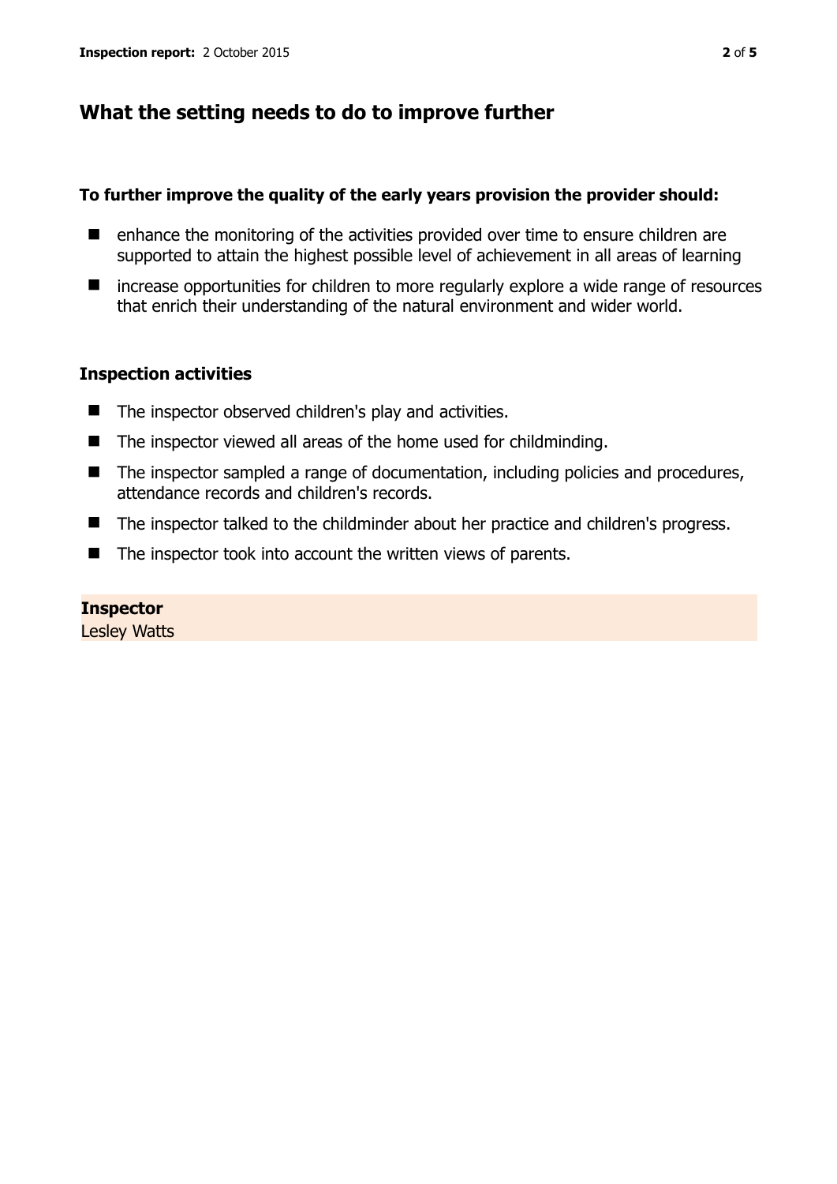## What the setting needs to do to improve further

### To further improve the quality of the early years provision the provider should:

- enhance the monitoring of the activities provided over time to ensure children are supported to attain the highest possible level of achievement in all areas of learning
- increase opportunities for children to more regularly explore a wide range of resources that enrich their understanding of the natural environment and wider world.

### Inspection activities

- The inspector observed children's play and activities.
- The inspector viewed all areas of the home used for childminding.
- The inspector sampled a range of documentation, including policies and procedures, attendance records and children's records.
- The inspector talked to the childminder about her practice and children's progress.
- The inspector took into account the written views of parents.

**Inspector**
Lesley Watts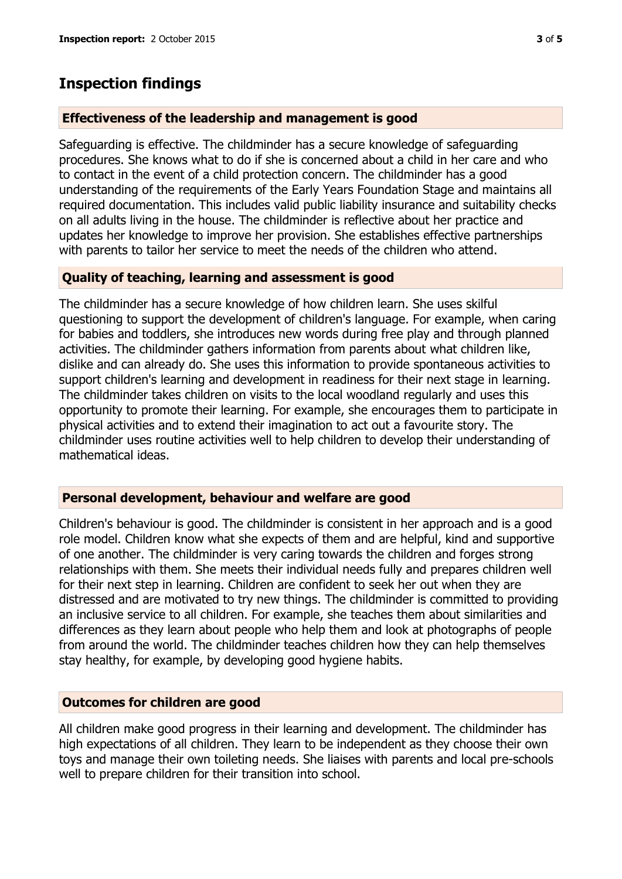## Inspection findings

### Effectiveness of the leadership and management is good

Safeguarding is effective. The childminder has a secure knowledge of safeguarding procedures. She knows what to do if she is concerned about a child in her care and who to contact in the event of a child protection concern. The childminder has a good understanding of the requirements of the Early Years Foundation Stage and maintains all required documentation. This includes valid public liability insurance and suitability checks on all adults living in the house. The childminder is reflective about her practice and updates her knowledge to improve her provision. She establishes effective partnerships with parents to tailor her service to meet the needs of the children who attend.

### Quality of teaching, learning and assessment is good

The childminder has a secure knowledge of how children learn. She uses skilful questioning to support the development of children's language. For example, when caring for babies and toddlers, she introduces new words during free play and through planned activities. The childminder gathers information from parents about what children like, dislike and can already do. She uses this information to provide spontaneous activities to support children's learning and development in readiness for their next stage in learning. The childminder takes children on visits to the local woodland regularly and uses this opportunity to promote their learning. For example, she encourages them to participate in physical activities and to extend their imagination to act out a favourite story. The childminder uses routine activities well to help children to develop their understanding of mathematical ideas.

### Personal development, behaviour and welfare are good

Children's behaviour is good. The childminder is consistent in her approach and is a good role model. Children know what she expects of them and are helpful, kind and supportive of one another. The childminder is very caring towards the children and forges strong relationships with them. She meets their individual needs fully and prepares children well for their next step in learning. Children are confident to seek her out when they are distressed and are motivated to try new things. The childminder is committed to providing an inclusive service to all children. For example, she teaches them about similarities and differences as they learn about people who help them and look at photographs of people from around the world. The childminder teaches children how they can help themselves stay healthy, for example, by developing good hygiene habits.

### Outcomes for children are good

All children make good progress in their learning and development. The childminder has high expectations of all children. They learn to be independent as they choose their own toys and manage their own toileting needs. She liaises with parents and local pre-schools well to prepare children for their transition into school.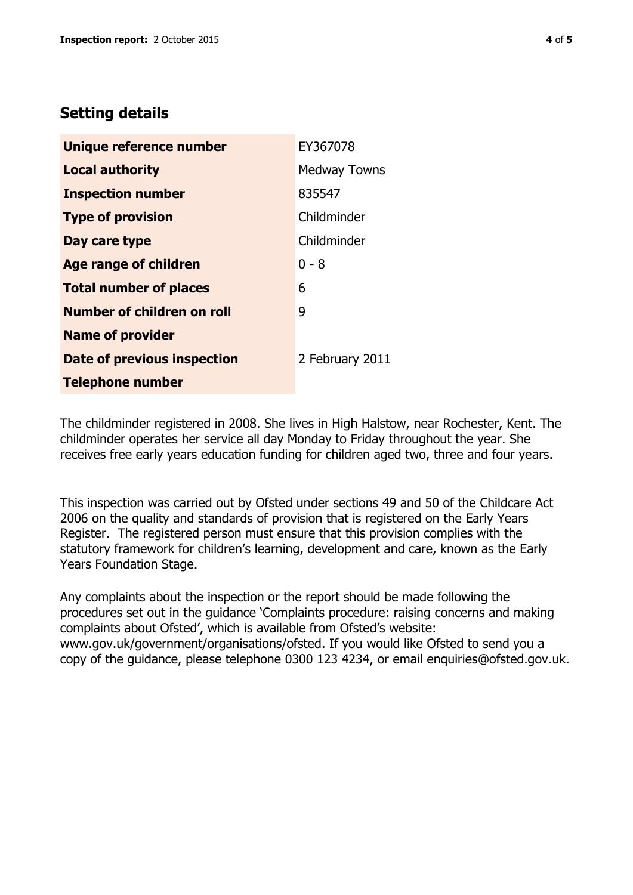## Setting details

| | |
|---|---|
| **Unique reference number** | EY367078 |
| **Local authority** | Medway Towns |
| **Inspection number** | 835547 |
| **Type of provision** | Childminder |
| **Day care type** | Childminder |
| **Age range of children** | 0 - 8 |
| **Total number of places** | 6 |
| **Number of children on roll** | 9 |
| **Name of provider** | |
| **Date of previous inspection** | 2 February 2011 |
| **Telephone number** | |

The childminder registered in 2008. She lives in High Halstow, near Rochester, Kent. The childminder operates her service all day Monday to Friday throughout the year. She receives free early years education funding for children aged two, three and four years.

This inspection was carried out by Ofsted under sections 49 and 50 of the Childcare Act 2006 on the quality and standards of provision that is registered on the Early Years Register. The registered person must ensure that this provision complies with the statutory framework for children's learning, development and care, known as the Early Years Foundation Stage.

Any complaints about the inspection or the report should be made following the procedures set out in the guidance 'Complaints procedure: raising concerns and making complaints about Ofsted', which is available from Ofsted's website: www.gov.uk/government/organisations/ofsted. If you would like Ofsted to send you a copy of the guidance, please telephone 0300 123 4234, or email enquiries@ofsted.gov.uk.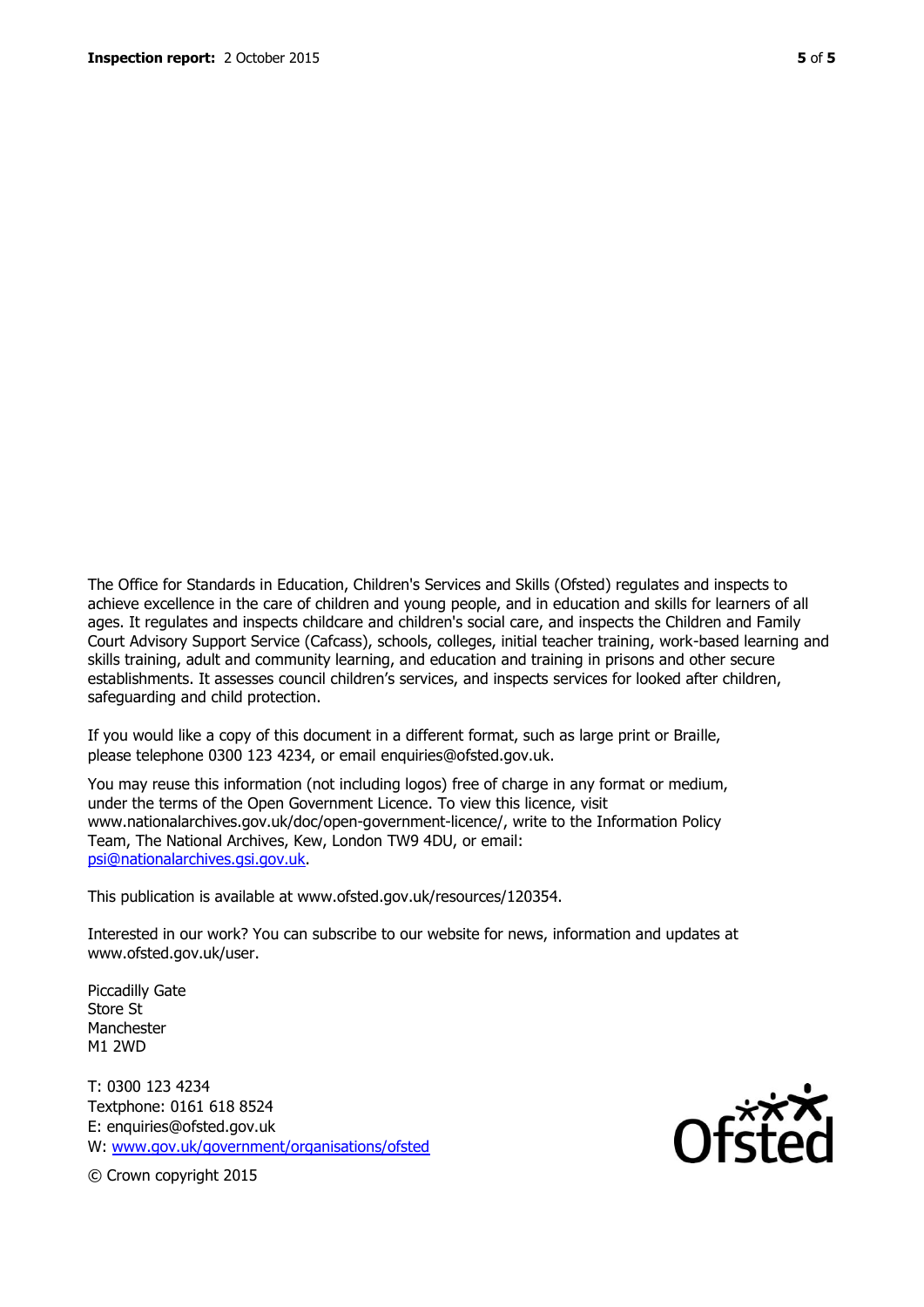The Office for Standards in Education, Children's Services and Skills (Ofsted) regulates and inspects to achieve excellence in the care of children and young people, and in education and skills for learners of all ages. It regulates and inspects childcare and children's social care, and inspects the Children and Family Court Advisory Support Service (Cafcass), schools, colleges, initial teacher training, work-based learning and skills training, adult and community learning, and education and training in prisons and other secure establishments. It assesses council children's services, and inspects services for looked after children, safeguarding and child protection.

If you would like a copy of this document in a different format, such as large print or Braille, please telephone 0300 123 4234, or email enquiries@ofsted.gov.uk.

You may reuse this information (not including logos) free of charge in any format or medium, under the terms of the Open Government Licence. To view this licence, visit www.nationalarchives.gov.uk/doc/open-government-licence/, write to the Information Policy Team, The National Archives, Kew, London TW9 4DU, or email: psi@nationalarchives.gsi.gov.uk.

This publication is available at www.ofsted.gov.uk/resources/120354.

Interested in our work? You can subscribe to our website for news, information and updates at www.ofsted.gov.uk/user.

Piccadilly Gate
Store St
Manchester
M1 2WD

T: 0300 123 4234
Textphone: 0161 618 8524
E: enquiries@ofsted.gov.uk
W: www.gov.uk/government/organisations/ofsted

© Crown copyright 2015